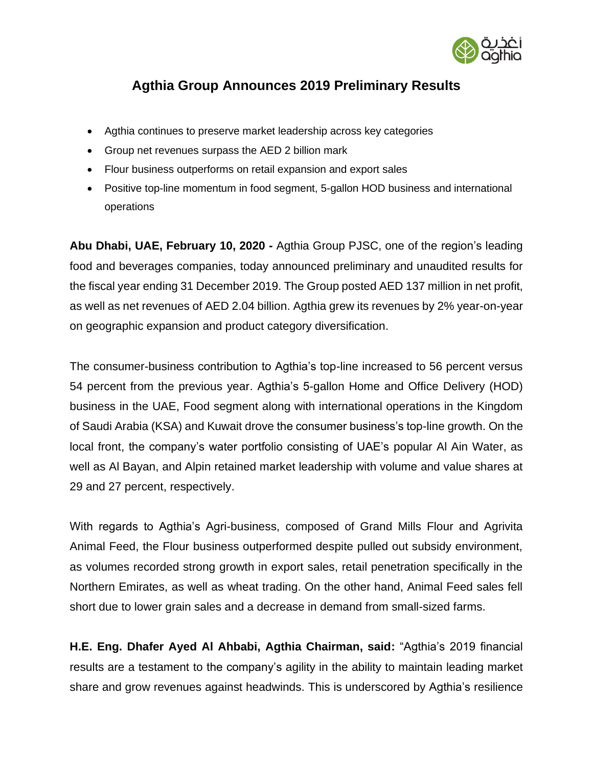# Agthia Group Announces 2019 Preliminary Results

- Agthia continues to preserve market leadership across key categories
- Group net revenues surpass the AED 2 billion mark
- Flour business outperforms on retail expansion and export sales
- Positive top-line momentum in food segment, 5-gallon HOD business and international operations

**Abu Dhabi, UAE, February 10, 2020 -** Agthia Group PJSC, one of the region's leading food and beverages companies, today announced preliminary and unaudited results for the fiscal year ending 31 December 2019. The Group posted AED 137 million in net profit, as well as net revenues of AED 2.04 billion. Agthia grew its revenues by 2% year-on-year on geographic expansion and product category diversification.

The consumer-business contribution to Agthia's top-line increased to 56 percent versus 54 percent from the previous year. Agthia's 5-gallon Home and Office Delivery (HOD) business in the UAE, Food segment along with international operations in the Kingdom of Saudi Arabia (KSA) and Kuwait drove the consumer business's top-line growth. On the local front, the company's water portfolio consisting of UAE's popular Al Ain Water, as well as Al Bayan, and Alpin retained market leadership with volume and value shares at 29 and 27 percent, respectively.

With regards to Agthia's Agri-business, composed of Grand Mills Flour and Agrivita Animal Feed, the Flour business outperformed despite pulled out subsidy environment, as volumes recorded strong growth in export sales, retail penetration specifically in the Northern Emirates, as well as wheat trading. On the other hand, Animal Feed sales fell short due to lower grain sales and a decrease in demand from small-sized farms.

**H.E. Eng. Dhafer Ayed Al Ahbabi, Agthia Chairman, said:** "Agthia's 2019 financial results are a testament to the company's agility in the ability to maintain leading market share and grow revenues against headwinds. This is underscored by Agthia's resilience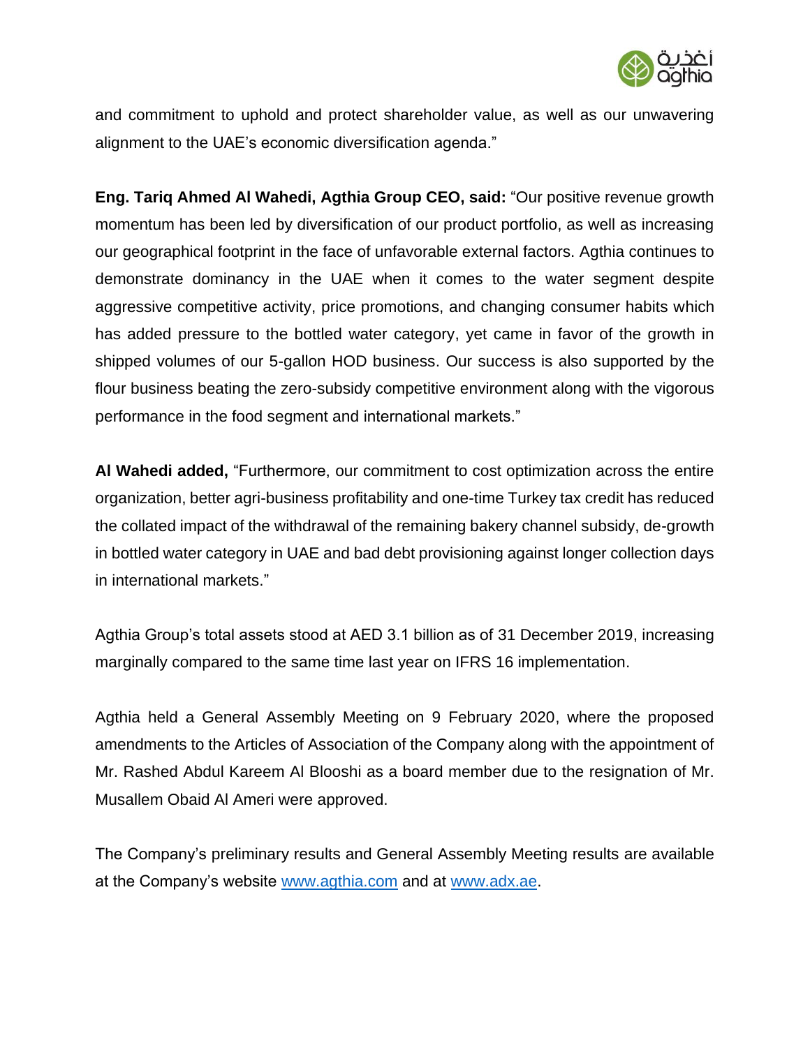and commitment to uphold and protect shareholder value, as well as our unwavering alignment to the UAE's economic diversification agenda."

**Eng. Tariq Ahmed Al Wahedi, Agthia Group CEO, said:** "Our positive revenue growth momentum has been led by diversification of our product portfolio, as well as increasing our geographical footprint in the face of unfavorable external factors. Agthia continues to demonstrate dominancy in the UAE when it comes to the water segment despite aggressive competitive activity, price promotions, and changing consumer habits which has added pressure to the bottled water category, yet came in favor of the growth in shipped volumes of our 5-gallon HOD business. Our success is also supported by the flour business beating the zero-subsidy competitive environment along with the vigorous performance in the food segment and international markets."

**Al Wahedi added,** "Furthermore, our commitment to cost optimization across the entire organization, better agri-business profitability and one-time Turkey tax credit has reduced the collated impact of the withdrawal of the remaining bakery channel subsidy, de-growth in bottled water category in UAE and bad debt provisioning against longer collection days in international markets."

Agthia Group's total assets stood at AED 3.1 billion as of 31 December 2019, increasing marginally compared to the same time last year on IFRS 16 implementation.

Agthia held a General Assembly Meeting on 9 February 2020, where the proposed amendments to the Articles of Association of the Company along with the appointment of Mr. Rashed Abdul Kareem Al Blooshi as a board member due to the resignation of Mr. Musallem Obaid Al Ameri were approved.

The Company's preliminary results and General Assembly Meeting results are available at the Company's website www.agthia.com and at www.adx.ae.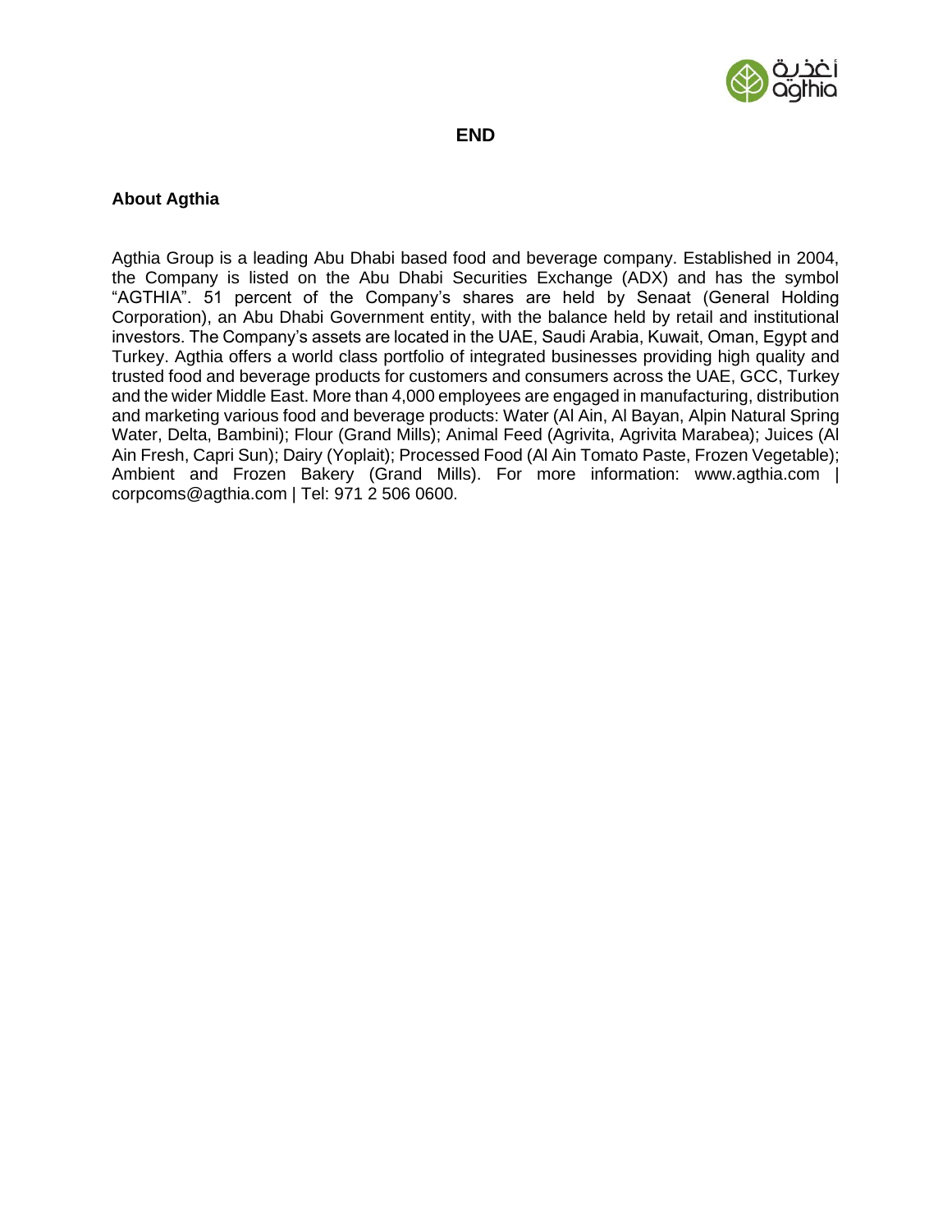**END**

## About Agthia

Agthia Group is a leading Abu Dhabi based food and beverage company. Established in 2004, the Company is listed on the Abu Dhabi Securities Exchange (ADX) and has the symbol "AGTHIA". 51 percent of the Company's shares are held by Senaat (General Holding Corporation), an Abu Dhabi Government entity, with the balance held by retail and institutional investors. The Company's assets are located in the UAE, Saudi Arabia, Kuwait, Oman, Egypt and Turkey. Agthia offers a world class portfolio of integrated businesses providing high quality and trusted food and beverage products for customers and consumers across the UAE, GCC, Turkey and the wider Middle East. More than 4,000 employees are engaged in manufacturing, distribution and marketing various food and beverage products: Water (Al Ain, Al Bayan, Alpin Natural Spring Water, Delta, Bambini); Flour (Grand Mills); Animal Feed (Agrivita, Agrivita Marabea); Juices (Al Ain Fresh, Capri Sun); Dairy (Yoplait); Processed Food (Al Ain Tomato Paste, Frozen Vegetable); Ambient and Frozen Bakery (Grand Mills). For more information: www.agthia.com | corpcoms@agthia.com | Tel: 971 2 506 0600.